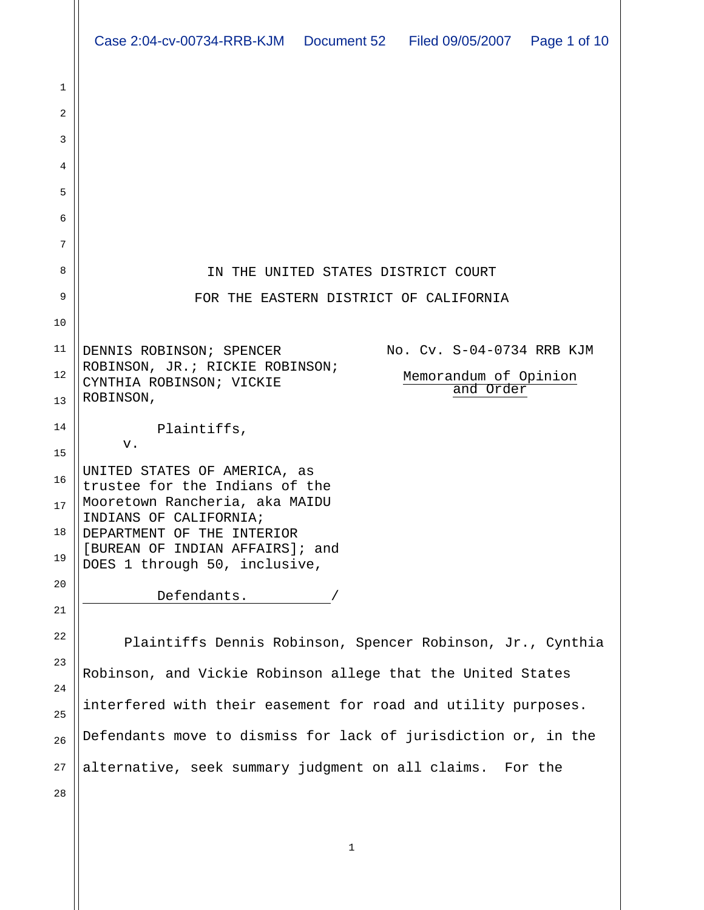IN THE UNITED STATES DISTRICT COURT

FOR THE EASTERN DISTRICT OF CALIFORNIA

DENNIS ROBINSON; SPENCER ROBINSON, JR.; RICKIE ROBINSON; CYNTHIA ROBINSON; VICKIE ROBINSON,

Plaintiffs,

v.

UNITED STATES OF AMERICA, as trustee for the Indians of the Mooretown Rancheria, aka MAIDU INDIANS OF CALIFORNIA; DEPARTMENT OF THE INTERIOR [BUREAN OF INDIAN AFFAIRS]; and DOES 1 through 50, inclusive,

Defendants. /

No. Cv. S-04-0734 RRB KJM

Memorandum of Opinion and Order

Plaintiffs Dennis Robinson, Spencer Robinson, Jr., Cynthia Robinson, and Vickie Robinson allege that the United States interfered with their easement for road and utility purposes. Defendants move to dismiss for lack of jurisdiction or, in the alternative, seek summary judgment on all claims. For the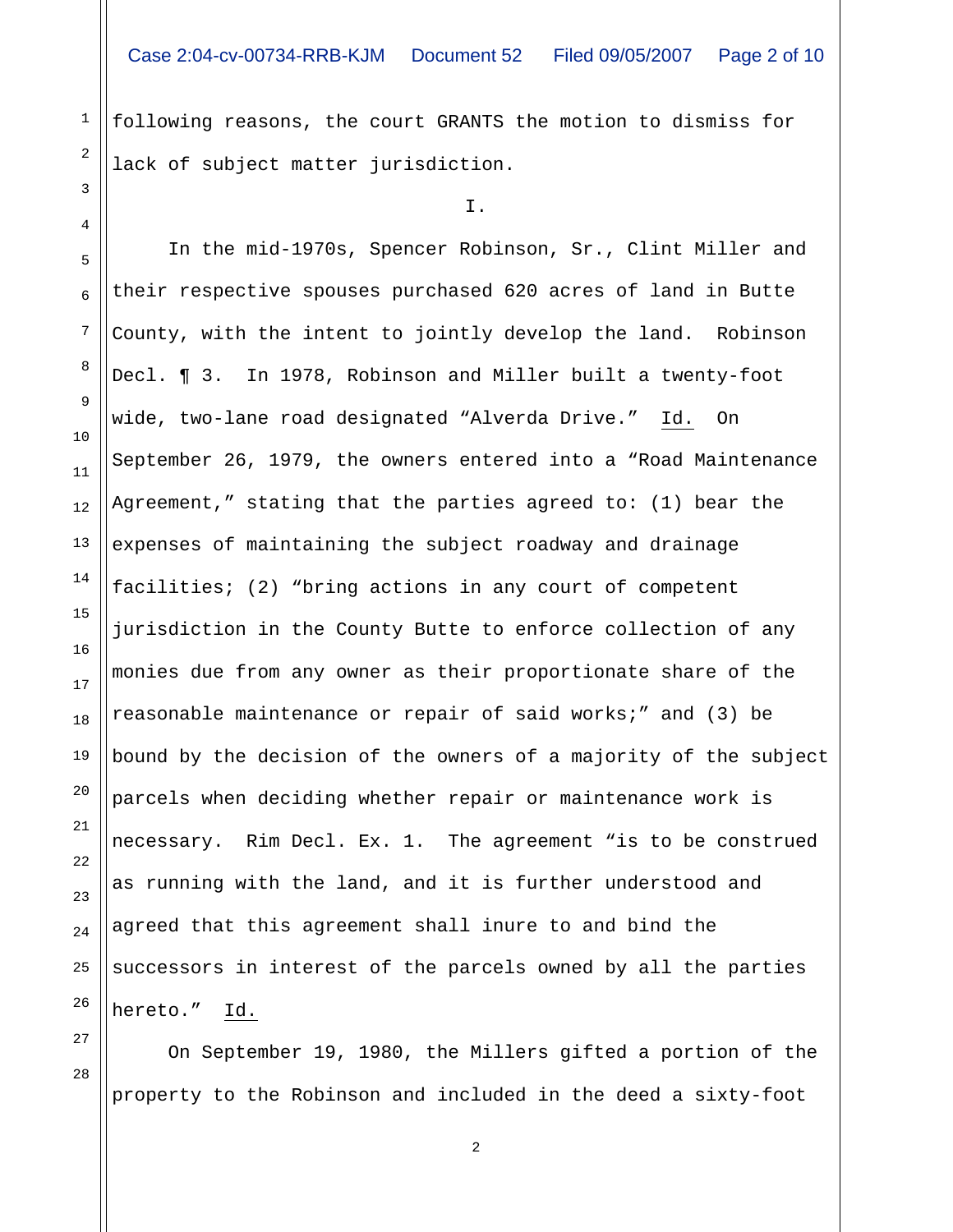following reasons, the court GRANTS the motion to dismiss for lack of subject matter jurisdiction.

I.

In the mid-1970s, Spencer Robinson, Sr., Clint Miller and their respective spouses purchased 620 acres of land in Butte County, with the intent to jointly develop the land. Robinson Decl. ¶ 3. In 1978, Robinson and Miller built a twenty-foot wide, two-lane road designated "Alverda Drive." Id. On September 26, 1979, the owners entered into a "Road Maintenance Agreement," stating that the parties agreed to: (1) bear the expenses of maintaining the subject roadway and drainage facilities; (2) "bring actions in any court of competent jurisdiction in the County Butte to enforce collection of any monies due from any owner as their proportionate share of the reasonable maintenance or repair of said works;" and (3) be bound by the decision of the owners of a majority of the subject parcels when deciding whether repair or maintenance work is necessary. Rim Decl. Ex. 1. The agreement "is to be construed as running with the land, and it is further understood and agreed that this agreement shall inure to and bind the successors in interest of the parcels owned by all the parties hereto." Id.

On September 19, 1980, the Millers gifted a portion of the property to the Robinson and included in the deed a sixty-foot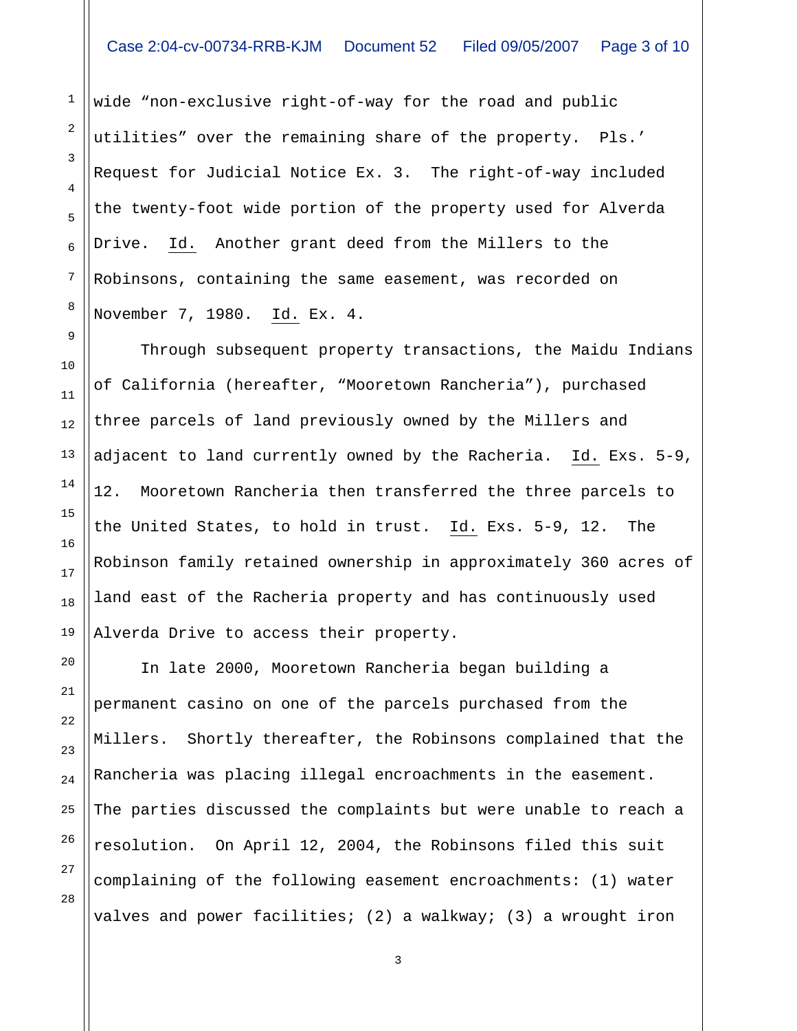wide "non-exclusive right-of-way for the road and public utilities" over the remaining share of the property. Pls.' Request for Judicial Notice Ex. 3. The right-of-way included the twenty-foot wide portion of the property used for Alverda Drive. Id. Another grant deed from the Millers to the Robinsons, containing the same easement, was recorded on November 7, 1980. Id. Ex. 4.

Through subsequent property transactions, the Maidu Indians of California (hereafter, "Mooretown Rancheria"), purchased three parcels of land previously owned by the Millers and adjacent to land currently owned by the Racheria. Id. Exs. 5-9, 12. Mooretown Rancheria then transferred the three parcels to the United States, to hold in trust. Id. Exs. 5-9, 12. The Robinson family retained ownership in approximately 360 acres of land east of the Racheria property and has continuously used Alverda Drive to access their property.

In late 2000, Mooretown Rancheria began building a permanent casino on one of the parcels purchased from the Millers. Shortly thereafter, the Robinsons complained that the Rancheria was placing illegal encroachments in the easement. The parties discussed the complaints but were unable to reach a resolution. On April 12, 2004, the Robinsons filed this suit complaining of the following easement encroachments: (1) water valves and power facilities; (2) a walkway; (3) a wrought iron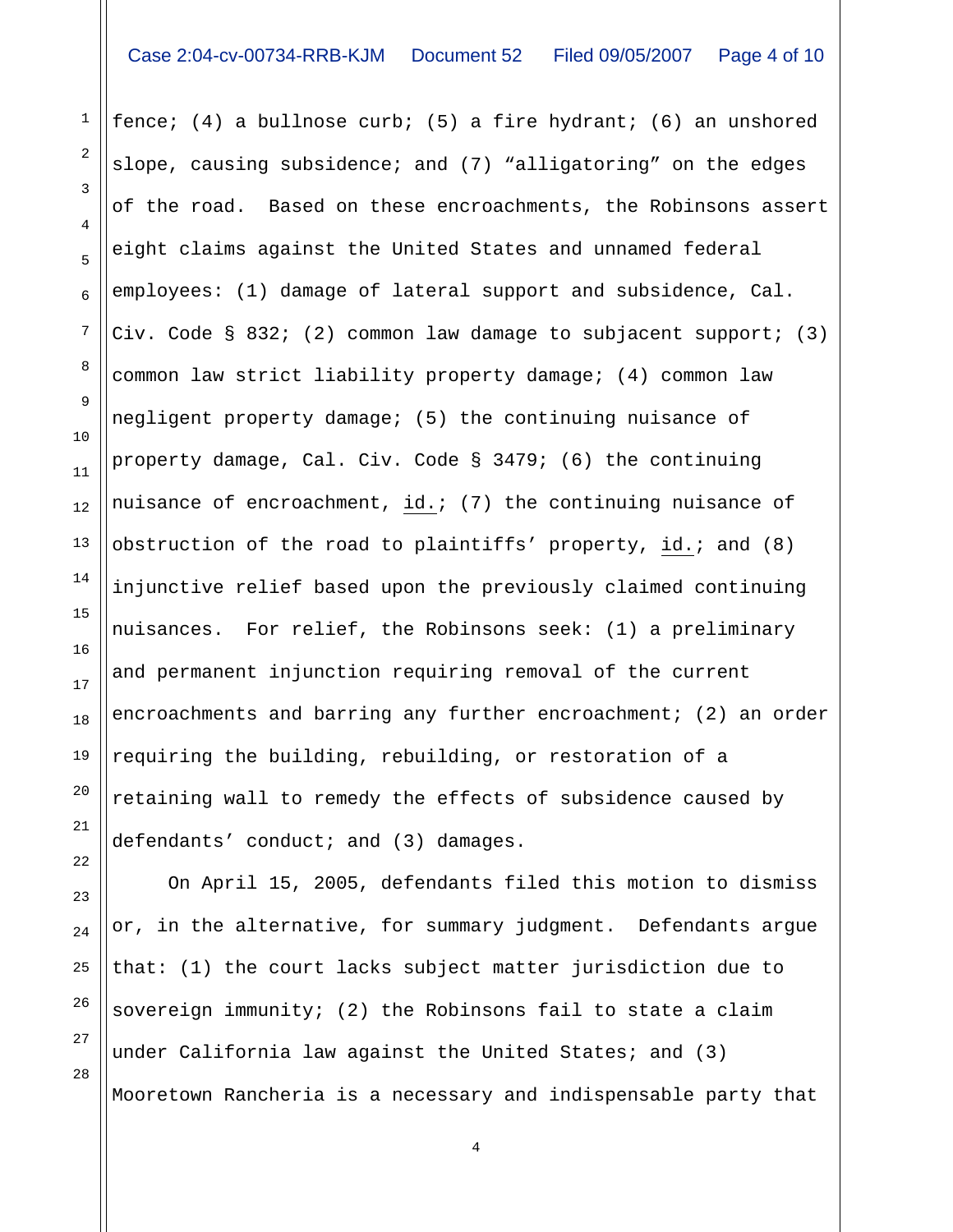fence; (4) a bullnose curb; (5) a fire hydrant; (6) an unshored slope, causing subsidence; and (7) "alligatoring" on the edges of the road. Based on these encroachments, the Robinsons assert eight claims against the United States and unnamed federal employees: (1) damage of lateral support and subsidence, Cal. Civ. Code § 832; (2) common law damage to subjacent support; (3) common law strict liability property damage; (4) common law negligent property damage; (5) the continuing nuisance of property damage, Cal. Civ. Code § 3479; (6) the continuing nuisance of encroachment, id.; (7) the continuing nuisance of obstruction of the road to plaintiffs' property, id.; and (8) injunctive relief based upon the previously claimed continuing nuisances. For relief, the Robinsons seek: (1) a preliminary and permanent injunction requiring removal of the current encroachments and barring any further encroachment; (2) an order requiring the building, rebuilding, or restoration of a retaining wall to remedy the effects of subsidence caused by defendants' conduct; and (3) damages.

On April 15, 2005, defendants filed this motion to dismiss or, in the alternative, for summary judgment. Defendants argue that: (1) the court lacks subject matter jurisdiction due to sovereign immunity; (2) the Robinsons fail to state a claim under California law against the United States; and (3) Mooretown Rancheria is a necessary and indispensable party that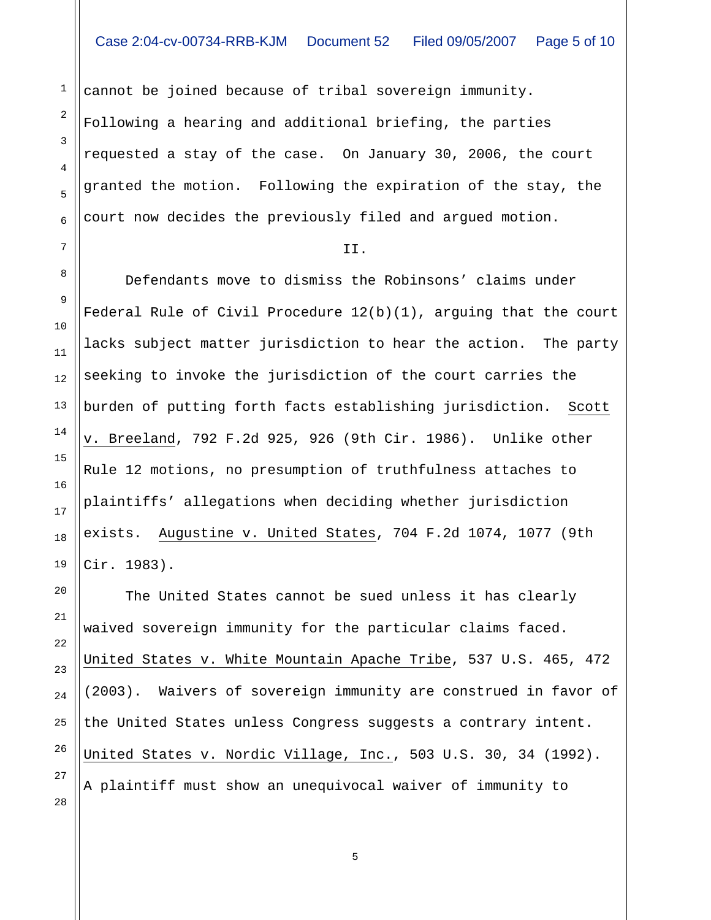cannot be joined because of tribal sovereign immunity. Following a hearing and additional briefing, the parties requested a stay of the case. On January 30, 2006, the court granted the motion. Following the expiration of the stay, the court now decides the previously filed and argued motion.

II.

Defendants move to dismiss the Robinsons' claims under Federal Rule of Civil Procedure 12(b)(1), arguing that the court lacks subject matter jurisdiction to hear the action. The party seeking to invoke the jurisdiction of the court carries the burden of putting forth facts establishing jurisdiction. Scott v. Breeland, 792 F.2d 925, 926 (9th Cir. 1986). Unlike other Rule 12 motions, no presumption of truthfulness attaches to plaintiffs' allegations when deciding whether jurisdiction exists. Augustine v. United States, 704 F.2d 1074, 1077 (9th Cir. 1983).

The United States cannot be sued unless it has clearly waived sovereign immunity for the particular claims faced. United States v. White Mountain Apache Tribe, 537 U.S. 465, 472 (2003). Waivers of sovereign immunity are construed in favor of the United States unless Congress suggests a contrary intent. United States v. Nordic Village, Inc., 503 U.S. 30, 34 (1992). A plaintiff must show an unequivocal waiver of immunity to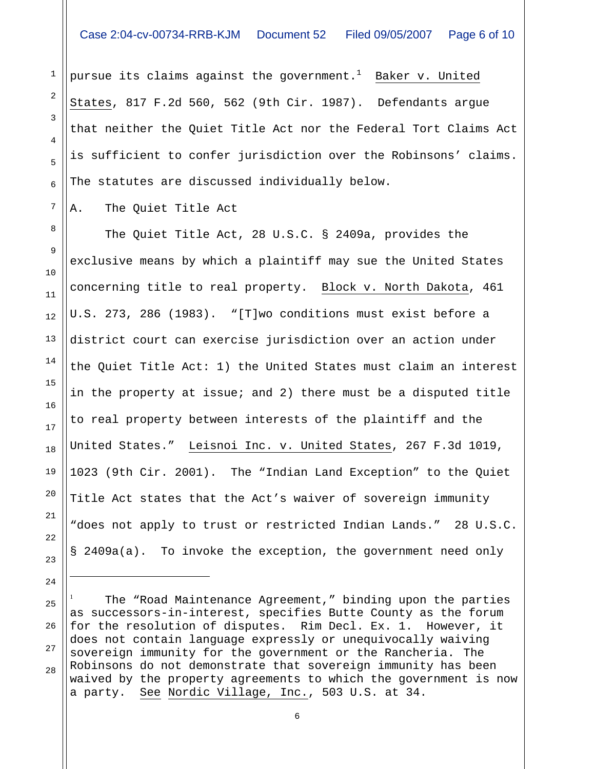pursue its claims against the government.[1] Baker v. United States, 817 F.2d 560, 562 (9th Cir. 1987). Defendants argue that neither the Quiet Title Act nor the Federal Tort Claims Act is sufficient to confer jurisdiction over the Robinsons' claims. The statutes are discussed individually below.

A. The Quiet Title Act

The Quiet Title Act, 28 U.S.C. § 2409a, provides the exclusive means by which a plaintiff may sue the United States concerning title to real property. Block v. North Dakota, 461 U.S. 273, 286 (1983). "[T]wo conditions must exist before a district court can exercise jurisdiction over an action under the Quiet Title Act: 1) the United States must claim an interest in the property at issue; and 2) there must be a disputed title to real property between interests of the plaintiff and the United States." Leisnoi Inc. v. United States, 267 F.3d 1019, 1023 (9th Cir. 2001). The "Indian Land Exception" to the Quiet Title Act states that the Act's waiver of sovereign immunity "does not apply to trust or restricted Indian Lands." 28 U.S.C. § 2409a(a). To invoke the exception, the government need only

---

[1] The "Road Maintenance Agreement," binding upon the parties as successors-in-interest, specifies Butte County as the forum for the resolution of disputes. Rim Decl. Ex. 1. However, it does not contain language expressly or unequivocally waiving sovereign immunity for the government or the Rancheria. The Robinsons do not demonstrate that sovereign immunity has been waived by the property agreements to which the government is now a party. See Nordic Village, Inc., 503 U.S. at 34.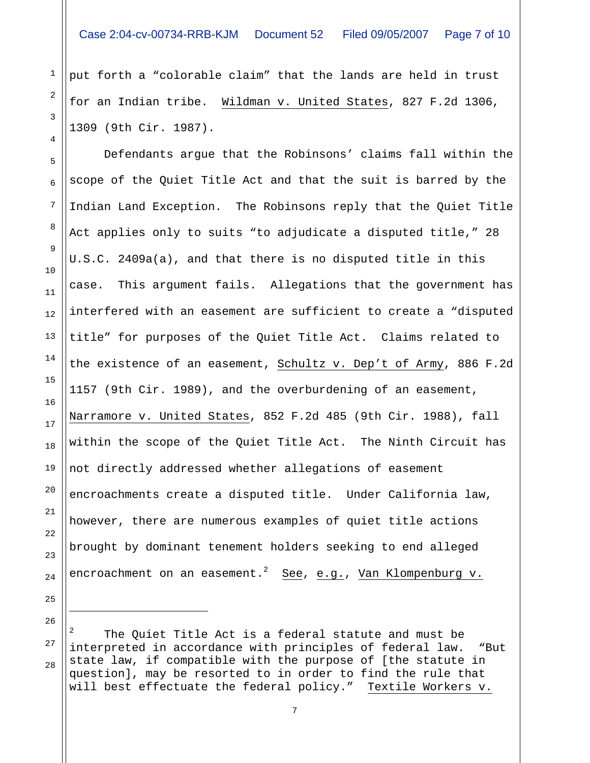put forth a "colorable claim" that the lands are held in trust for an Indian tribe. Wildman v. United States, 827 F.2d 1306, 1309 (9th Cir. 1987).

Defendants argue that the Robinsons' claims fall within the scope of the Quiet Title Act and that the suit is barred by the Indian Land Exception. The Robinsons reply that the Quiet Title Act applies only to suits "to adjudicate a disputed title," 28 U.S.C. 2409a(a), and that there is no disputed title in this case. This argument fails. Allegations that the government has interfered with an easement are sufficient to create a "disputed title" for purposes of the Quiet Title Act. Claims related to the existence of an easement, Schultz v. Dep't of Army, 886 F.2d 1157 (9th Cir. 1989), and the overburdening of an easement, Narramore v. United States, 852 F.2d 485 (9th Cir. 1988), fall within the scope of the Quiet Title Act. The Ninth Circuit has not directly addressed whether allegations of easement encroachments create a disputed title. Under California law, however, there are numerous examples of quiet title actions brought by dominant tenement holders seeking to end alleged encroachment on an easement.[2] See, e.g., Van Klompenburg v.

---

[2] The Quiet Title Act is a federal statute and must be interpreted in accordance with principles of federal law. "But state law, if compatible with the purpose of [the statute in question], may be resorted to in order to find the rule that will best effectuate the federal policy." Textile Workers v.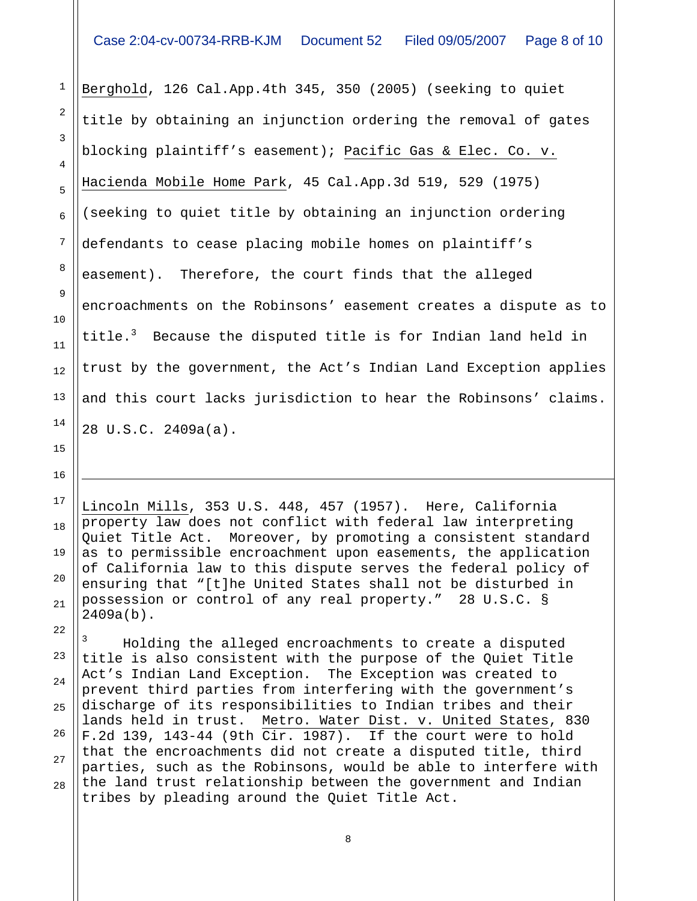Berghold, 126 Cal.App.4th 345, 350 (2005) (seeking to quiet title by obtaining an injunction ordering the removal of gates blocking plaintiff's easement); Pacific Gas & Elec. Co. v. Hacienda Mobile Home Park, 45 Cal.App.3d 519, 529 (1975) (seeking to quiet title by obtaining an injunction ordering defendants to cease placing mobile homes on plaintiff's easement). Therefore, the court finds that the alleged encroachments on the Robinsons' easement creates a dispute as to title.[3] Because the disputed title is for Indian land held in trust by the government, the Act's Indian Land Exception applies and this court lacks jurisdiction to hear the Robinsons' claims. 28 U.S.C. 2409a(a).

---

Lincoln Mills, 353 U.S. 448, 457 (1957). Here, California property law does not conflict with federal law interpreting Quiet Title Act. Moreover, by promoting a consistent standard as to permissible encroachment upon easements, the application of California law to this dispute serves the federal policy of ensuring that "[t]he United States shall not be disturbed in possession or control of any real property." 28 U.S.C. § 2409a(b).

[3] Holding the alleged encroachments to create a disputed title is also consistent with the purpose of the Quiet Title Act's Indian Land Exception. The Exception was created to prevent third parties from interfering with the government's discharge of its responsibilities to Indian tribes and their lands held in trust. Metro. Water Dist. v. United States, 830 F.2d 139, 143-44 (9th Cir. 1987). If the court were to hold that the encroachments did not create a disputed title, third parties, such as the Robinsons, would be able to interfere with the land trust relationship between the government and Indian tribes by pleading around the Quiet Title Act.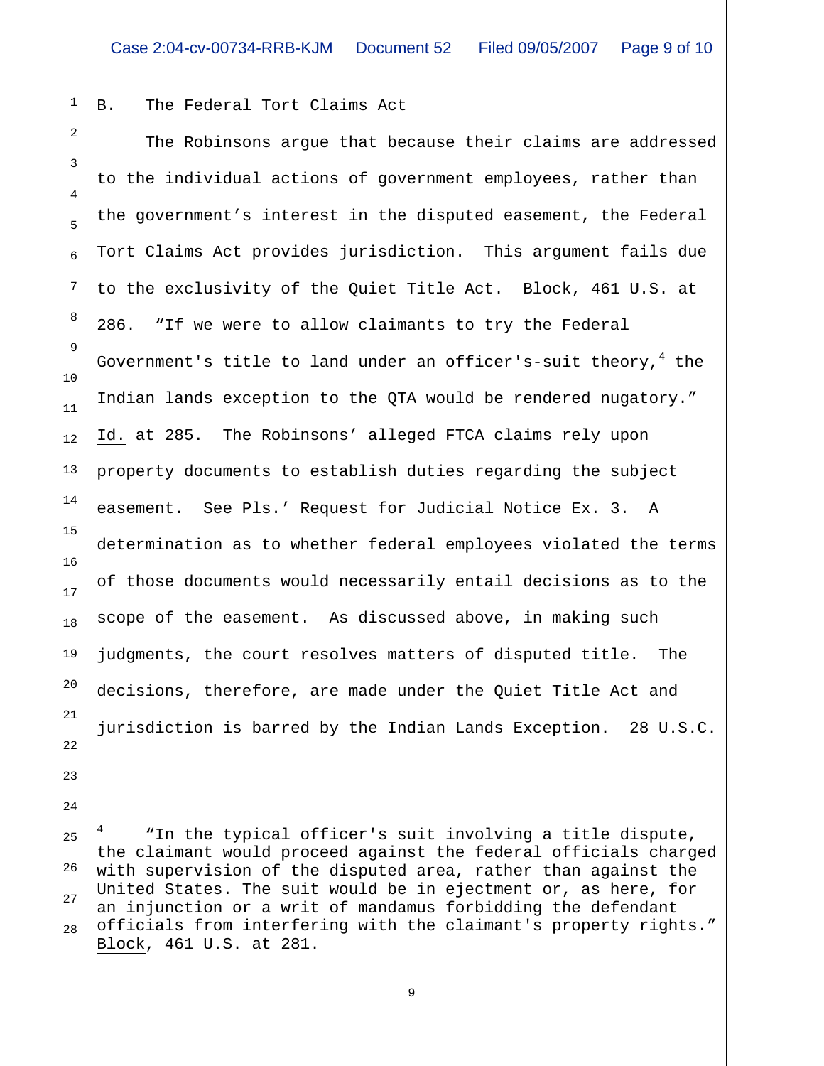B. The Federal Tort Claims Act

The Robinsons argue that because their claims are addressed to the individual actions of government employees, rather than the government's interest in the disputed easement, the Federal Tort Claims Act provides jurisdiction. This argument fails due to the exclusivity of the Quiet Title Act. Block, 461 U.S. at 286. "If we were to allow claimants to try the Federal Government's title to land under an officer's-suit theory,[4] the Indian lands exception to the QTA would be rendered nugatory." Id. at 285. The Robinsons' alleged FTCA claims rely upon property documents to establish duties regarding the subject easement. See Pls.' Request for Judicial Notice Ex. 3. A determination as to whether federal employees violated the terms of those documents would necessarily entail decisions as to the scope of the easement. As discussed above, in making such judgments, the court resolves matters of disputed title. The decisions, therefore, are made under the Quiet Title Act and jurisdiction is barred by the Indian Lands Exception. 28 U.S.C.

---

[4] "In the typical officer's suit involving a title dispute, the claimant would proceed against the federal officials charged with supervision of the disputed area, rather than against the United States. The suit would be in ejectment or, as here, for an injunction or a writ of mandamus forbidding the defendant officials from interfering with the claimant's property rights." Block, 461 U.S. at 281.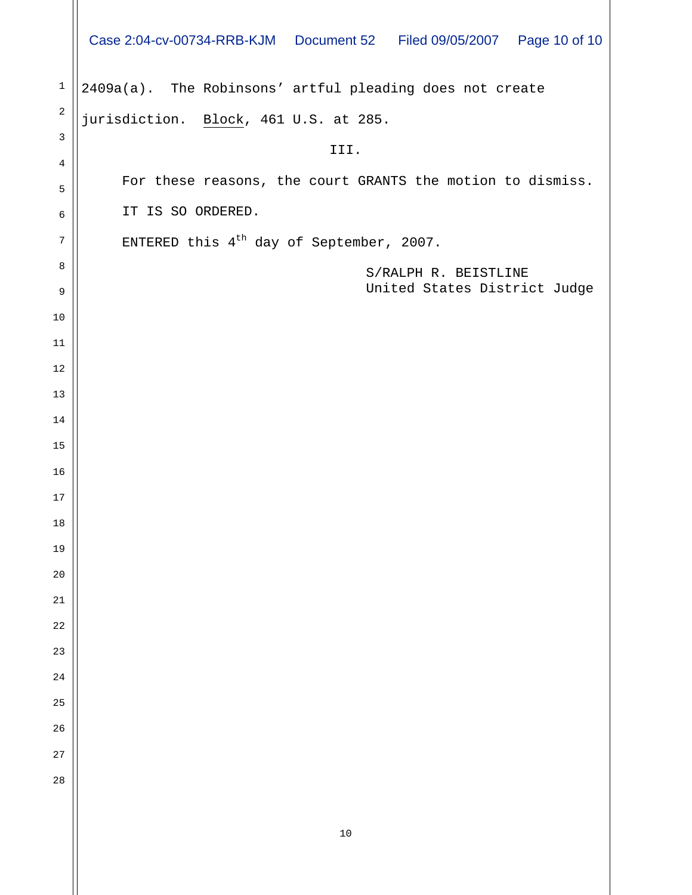2409a(a). The Robinsons' artful pleading does not create jurisdiction. Block, 461 U.S. at 285.

III.

For these reasons, the court GRANTS the motion to dismiss.

IT IS SO ORDERED.

ENTERED this 4th day of September, 2007.

S/RALPH R. BEISTLINE
United States District Judge